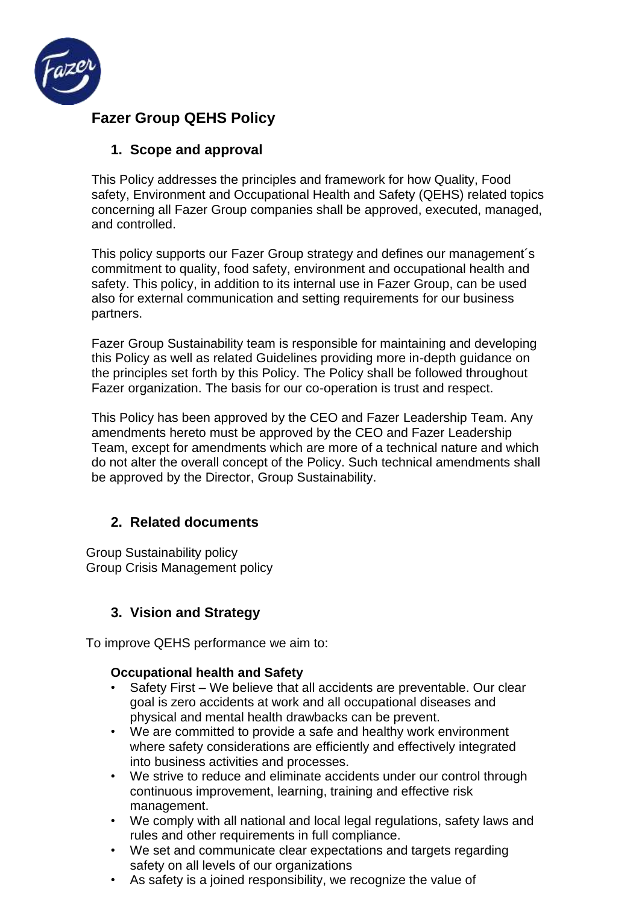# Fazer Group QEHS Policy

## 1. Scope and approval

This Policy addresses the principles and framework for how Quality, Food safety, Environment and Occupational Health and Safety (QEHS) related topics concerning all Fazer Group companies shall be approved, executed, managed, and controlled.

This policy supports our Fazer Group strategy and defines our management´s commitment to quality, food safety, environment and occupational health and safety. This policy, in addition to its internal use in Fazer Group, can be used also for external communication and setting requirements for our business partners.

Fazer Group Sustainability team is responsible for maintaining and developing this Policy as well as related Guidelines providing more in-depth guidance on the principles set forth by this Policy. The Policy shall be followed throughout Fazer organization. The basis for our co-operation is trust and respect.

This Policy has been approved by the CEO and Fazer Leadership Team. Any amendments hereto must be approved by the CEO and Fazer Leadership Team, except for amendments which are more of a technical nature and which do not alter the overall concept of the Policy. Such technical amendments shall be approved by the Director, Group Sustainability.

## 2. Related documents

Group Sustainability policy
Group Crisis Management policy

## 3. Vision and Strategy

To improve QEHS performance we aim to:

### Occupational health and Safety

- Safety First – We believe that all accidents are preventable. Our clear goal is zero accidents at work and all occupational diseases and physical and mental health drawbacks can be prevent.
- We are committed to provide a safe and healthy work environment where safety considerations are efficiently and effectively integrated into business activities and processes.
- We strive to reduce and eliminate accidents under our control through continuous improvement, learning, training and effective risk management.
- We comply with all national and local legal regulations, safety laws and rules and other requirements in full compliance.
- We set and communicate clear expectations and targets regarding safety on all levels of our organizations
- As safety is a joined responsibility, we recognize the value of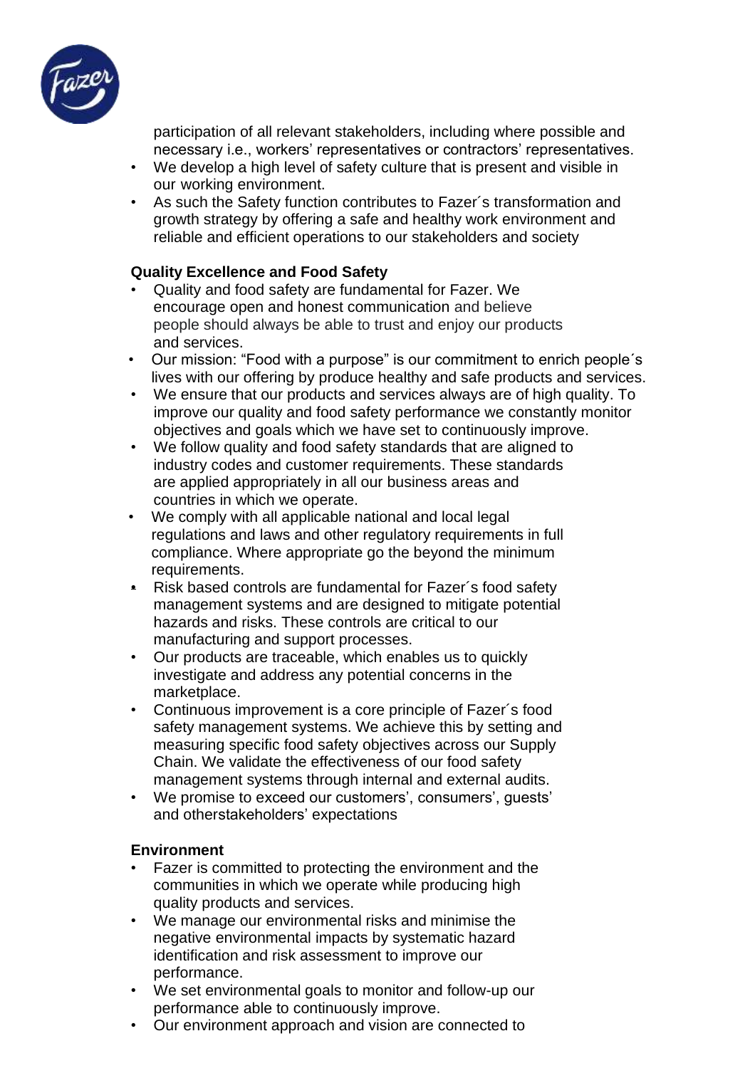participation of all relevant stakeholders, including where possible and necessary i.e., workers' representatives or contractors' representatives.

- We develop a high level of safety culture that is present and visible in our working environment.
- As such the Safety function contributes to Fazer´s transformation and growth strategy by offering a safe and healthy work environment and reliable and efficient operations to our stakeholders and society

**Quality Excellence and Food Safety**

- Quality and food safety are fundamental for Fazer. We encourage open and honest communication and believe people should always be able to trust and enjoy our products and services.
- Our mission: "Food with a purpose" is our commitment to enrich people´s lives with our offering by produce healthy and safe products and services.
- We ensure that our products and services always are of high quality. To improve our quality and food safety performance we constantly monitor objectives and goals which we have set to continuously improve.
- We follow quality and food safety standards that are aligned to industry codes and customer requirements. These standards are applied appropriately in all our business areas and countries in which we operate.
- We comply with all applicable national and local legal regulations and laws and other regulatory requirements in full compliance. Where appropriate go the beyond the minimum requirements.
- Risk based controls are fundamental for Fazer´s food safety management systems and are designed to mitigate potential hazards and risks. These controls are critical to our manufacturing and support processes.
- Our products are traceable, which enables us to quickly investigate and address any potential concerns in the marketplace.
- Continuous improvement is a core principle of Fazer´s food safety management systems. We achieve this by setting and measuring specific food safety objectives across our Supply Chain. We validate the effectiveness of our food safety management systems through internal and external audits.
- We promise to exceed our customers', consumers', guests' and otherstakeholders' expectations

**Environment**

- Fazer is committed to protecting the environment and the communities in which we operate while producing high quality products and services.
- We manage our environmental risks and minimise the negative environmental impacts by systematic hazard identification and risk assessment to improve our performance.
- We set environmental goals to monitor and follow-up our performance able to continuously improve.
- Our environment approach and vision are connected to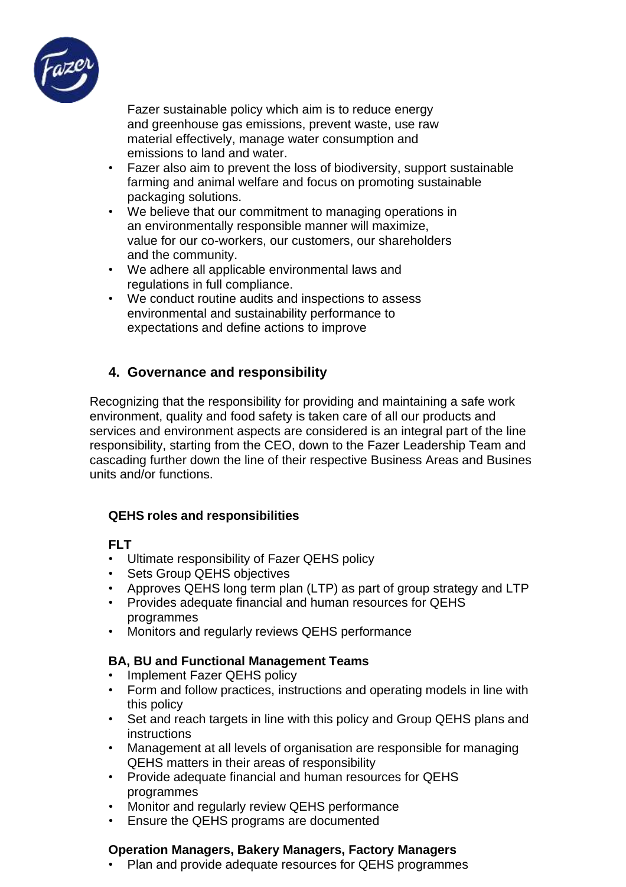Fazer sustainable policy which aim is to reduce energy and greenhouse gas emissions, prevent waste, use raw material effectively, manage water consumption and emissions to land and water.

- Fazer also aim to prevent the loss of biodiversity, support sustainable farming and animal welfare and focus on promoting sustainable packaging solutions.
- We believe that our commitment to managing operations in an environmentally responsible manner will maximize, value for our co-workers, our customers, our shareholders and the community.
- We adhere all applicable environmental laws and regulations in full compliance.
- We conduct routine audits and inspections to assess environmental and sustainability performance to expectations and define actions to improve

## 4. Governance and responsibility

Recognizing that the responsibility for providing and maintaining a safe work environment, quality and food safety is taken care of all our products and services and environment aspects are considered is an integral part of the line responsibility, starting from the CEO, down to the Fazer Leadership Team and cascading further down the line of their respective Business Areas and Busines units and/or functions.

### QEHS roles and responsibilities

**FLT**

- Ultimate responsibility of Fazer QEHS policy
- Sets Group QEHS objectives
- Approves QEHS long term plan (LTP) as part of group strategy and LTP
- Provides adequate financial and human resources for QEHS programmes
- Monitors and regularly reviews QEHS performance

**BA, BU and Functional Management Teams**

- Implement Fazer QEHS policy
- Form and follow practices, instructions and operating models in line with this policy
- Set and reach targets in line with this policy and Group QEHS plans and instructions
- Management at all levels of organisation are responsible for managing QEHS matters in their areas of responsibility
- Provide adequate financial and human resources for QEHS programmes
- Monitor and regularly review QEHS performance
- Ensure the QEHS programs are documented

**Operation Managers, Bakery Managers, Factory Managers**

- Plan and provide adequate resources for QEHS programmes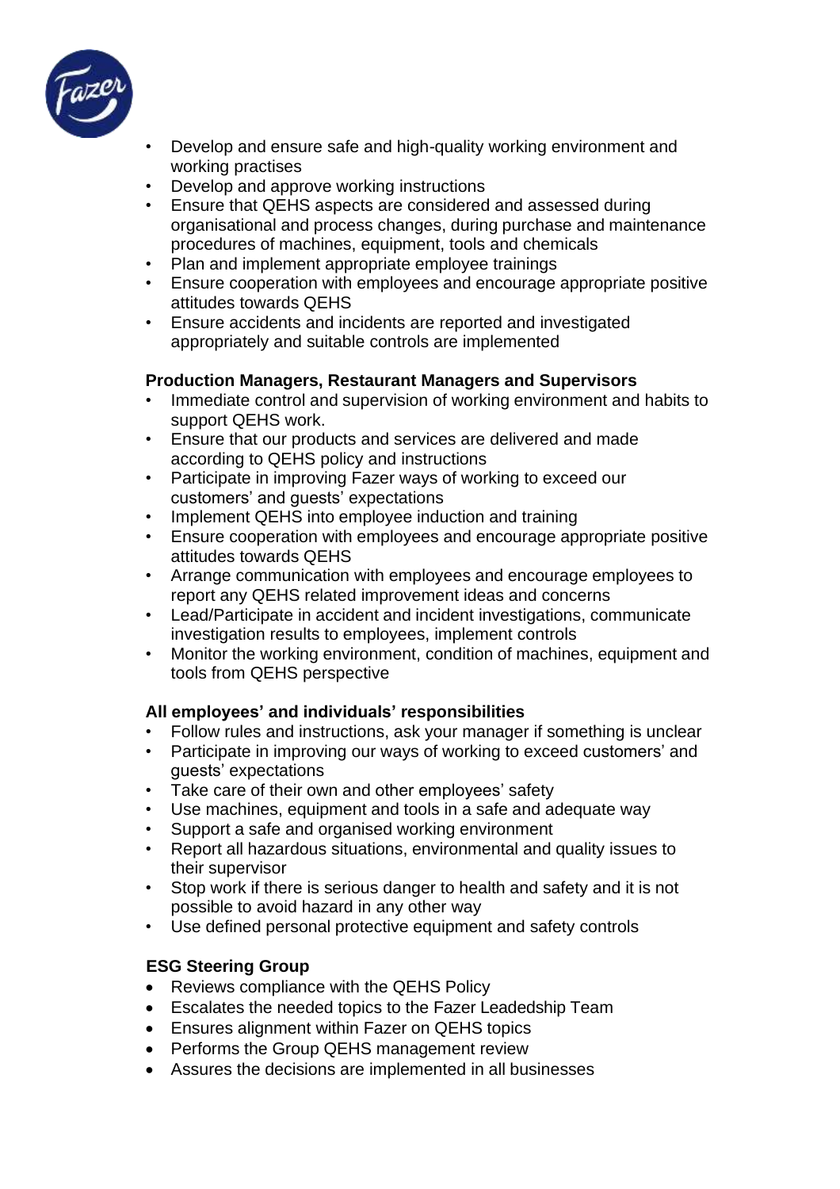- Develop and ensure safe and high-quality working environment and working practises
- Develop and approve working instructions
- Ensure that QEHS aspects are considered and assessed during organisational and process changes, during purchase and maintenance procedures of machines, equipment, tools and chemicals
- Plan and implement appropriate employee trainings
- Ensure cooperation with employees and encourage appropriate positive attitudes towards QEHS
- Ensure accidents and incidents are reported and investigated appropriately and suitable controls are implemented

**Production Managers, Restaurant Managers and Supervisors**

- Immediate control and supervision of working environment and habits to support QEHS work.
- Ensure that our products and services are delivered and made according to QEHS policy and instructions
- Participate in improving Fazer ways of working to exceed our customers' and guests' expectations
- Implement QEHS into employee induction and training
- Ensure cooperation with employees and encourage appropriate positive attitudes towards QEHS
- Arrange communication with employees and encourage employees to report any QEHS related improvement ideas and concerns
- Lead/Participate in accident and incident investigations, communicate investigation results to employees, implement controls
- Monitor the working environment, condition of machines, equipment and tools from QEHS perspective

**All employees' and individuals' responsibilities**

- Follow rules and instructions, ask your manager if something is unclear
- Participate in improving our ways of working to exceed customers' and guests' expectations
- Take care of their own and other employees' safety
- Use machines, equipment and tools in a safe and adequate way
- Support a safe and organised working environment
- Report all hazardous situations, environmental and quality issues to their supervisor
- Stop work if there is serious danger to health and safety and it is not possible to avoid hazard in any other way
- Use defined personal protective equipment and safety controls

**ESG Steering Group**

- Reviews compliance with the QEHS Policy
- Escalates the needed topics to the Fazer Leadedship Team
- Ensures alignment within Fazer on QEHS topics
- Performs the Group QEHS management review
- Assures the decisions are implemented in all businesses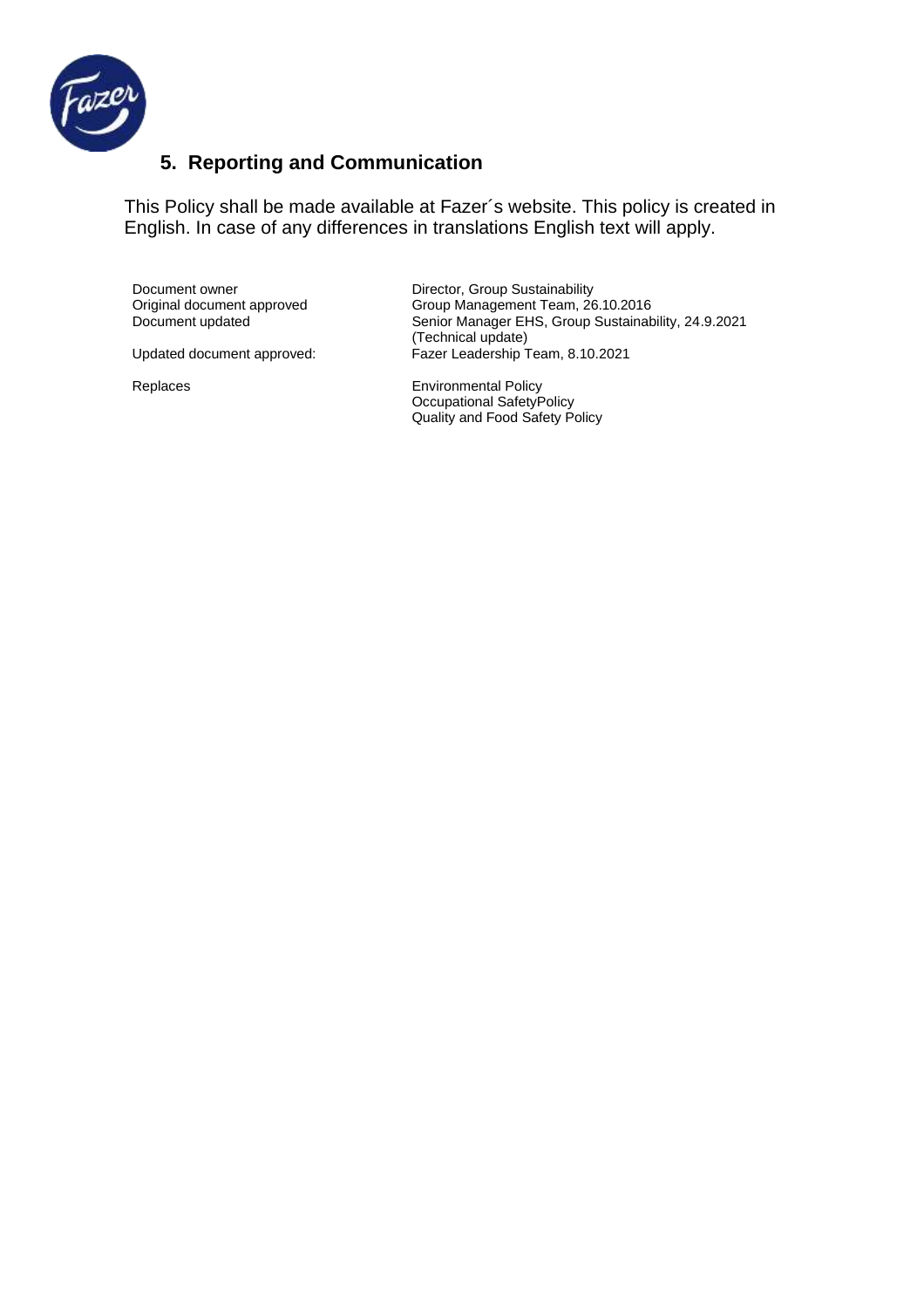## 5. Reporting and Communication

This Policy shall be made available at Fazer´s website. This policy is created in English. In case of any differences in translations English text will apply.

| | |
|---|---|
| Document owner | Director, Group Sustainability |
| Original document approved | Group Management Team, 26.10.2016 |
| Document updated | Senior Manager EHS, Group Sustainability, 24.9.2021 (Technical update) |
| Updated document approved: | Fazer Leadership Team, 8.10.2021 |
| Replaces | Environmental Policy<br>Occupational SafetyPolicy<br>Quality and Food Safety Policy |